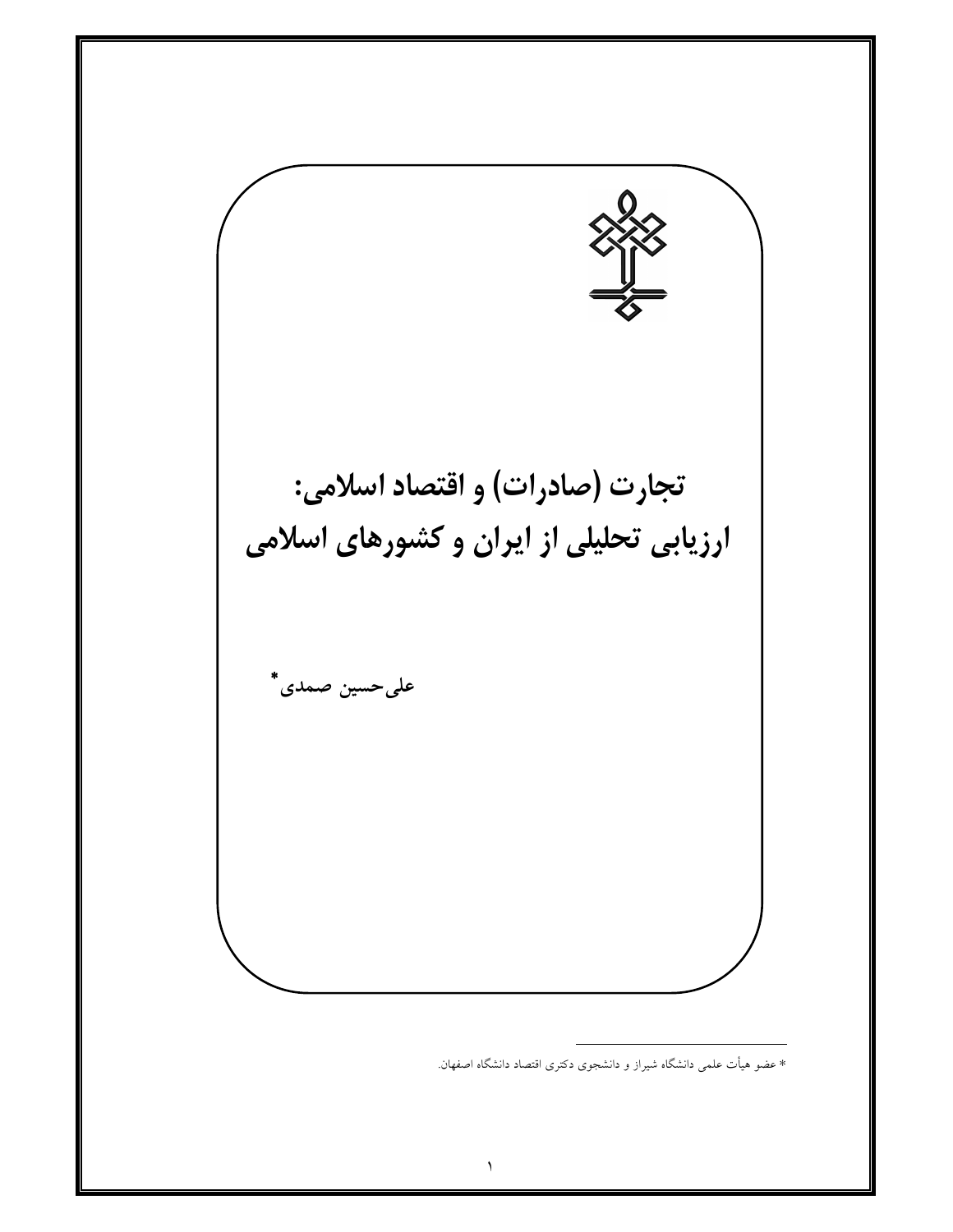# تجارت (صادرات) و اقتصاد اسلامی:
# ارزیابی تحلیلی از ایران و کشورهای اسلامی

علی‌حسین صمدی*

* عضو هیأت علمی دانشگاه شیراز و دانشجوی دکتری اقتصاد دانشگاه اصفهان.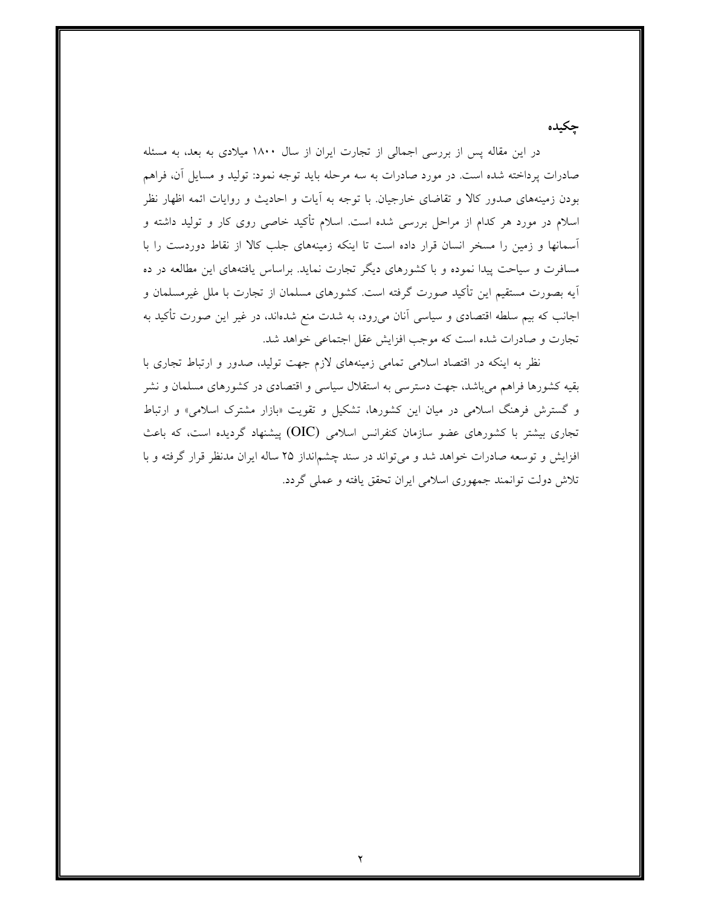## چکیده

در این مقاله پس از بررسی اجمالی از تجارت ایران از سال ۱۸۰۰ میلادی به بعد، به مسئله صادرات پرداخته شده است. در مورد صادرات به سه مرحله باید توجه نمود: تولید و مسایل آن، فراهم بودن زمینه‌های صدور کالا و تقاضای خارجیان. با توجه به آیات و احادیث و روایات ائمه اظهار نظر اسلام در مورد هر کدام از مراحل بررسی شده است. اسلام تأکید خاصی روی کار و تولید داشته و آسمانها و زمین را مسخر انسان قرار داده است تا اینکه زمینه‌های جلب کالا از نقاط دوردست را با مسافرت و سیاحت پیدا نموده و با کشورهای دیگر تجارت نماید. براساس یافته‌های این مطالعه در ده آیه بصورت مستقیم این تأکید صورت گرفته است. کشورهای مسلمان از تجارت با ملل غیرمسلمان و اجانب که بیم سلطه اقتصادی و سیاسی آنان می‌رود، به شدت منع شده‌اند، در غیر این صورت تأکید به تجارت و صادرات شده است که موجب افزایش عقل اجتماعی خواهد شد.

نظر به اینکه در اقتصاد اسلامی تمامی زمینه‌های لازم جهت تولید، صدور و ارتباط تجاری با بقیه کشورها فراهم می‌باشد، جهت دسترسی به استقلال سیاسی و اقتصادی در کشورهای مسلمان و نشر و گسترش فرهنگ اسلامی در میان این کشورها، تشکیل و تقویت «بازار مشترک اسلامی» و ارتباط تجاری بیشتر با کشورهای عضو سازمان کنفرانس اسلامی (OIC) پیشنهاد گردیده است، که باعث افزایش و توسعه صادرات خواهد شد و می‌تواند در سند چشم‌انداز ۲۵ ساله ایران مدنظر قرار گرفته و با تلاش دولت توانمند جمهوری اسلامی ایران تحقق یافته و عملی گردد.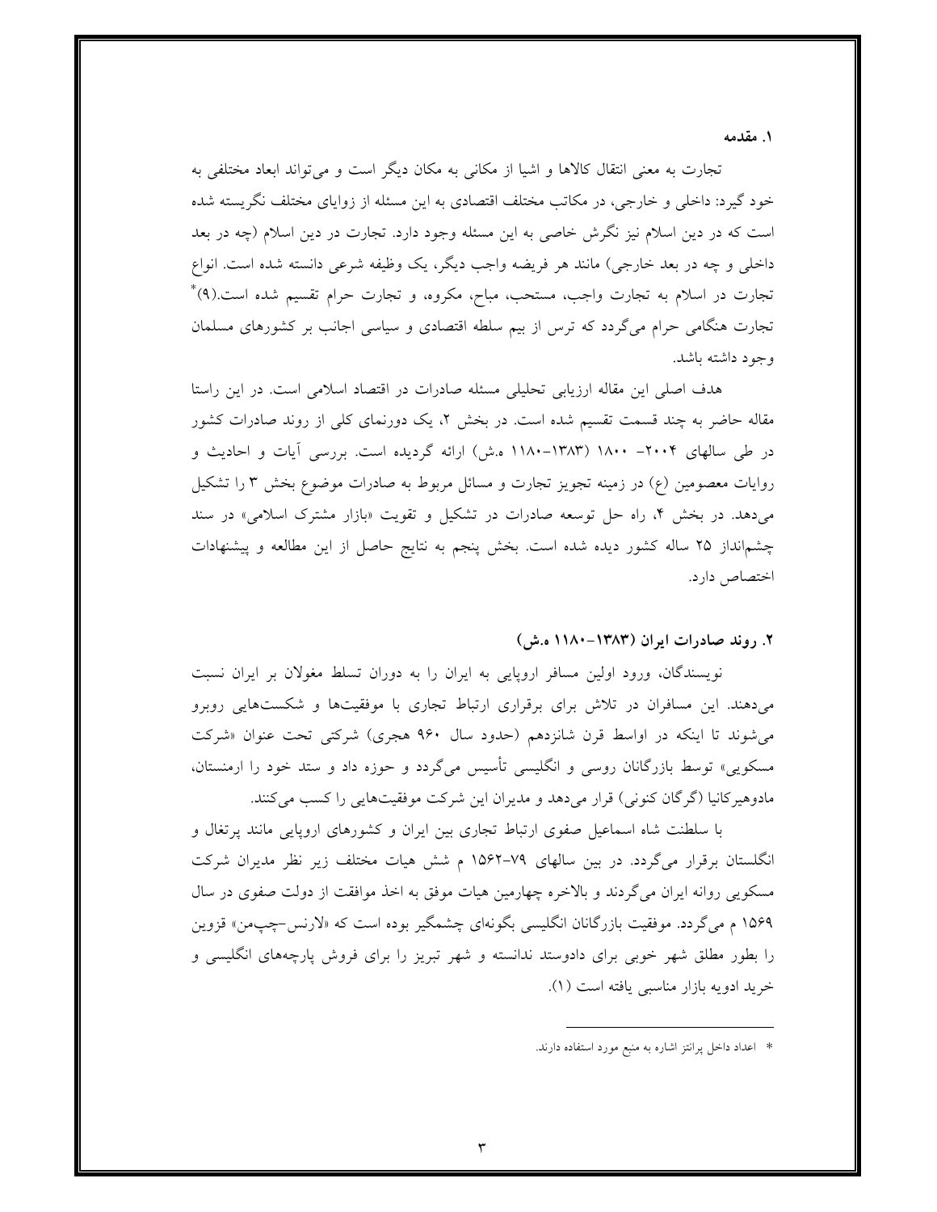## ۱. مقدمه

تجارت به معنی انتقال کالاها و اشیا از مکانی به مکان دیگر است و می‌تواند ابعاد مختلفی به خود گیرد: داخلی و خارجی، در مکاتب مختلف اقتصادی به این مسئله از زوایای مختلف نگریسته شده است که در دین اسلام نیز نگرش خاصی به این مسئله وجود دارد. تجارت در دین اسلام (چه در بعد داخلی و چه در بعد خارجی) مانند هر فریضه واجب دیگر، یک وظیفه شرعی دانسته شده است. انواع تجارت در اسلام به تجارت واجب، مستحب، مباح، مکروه، و تجارت حرام تقسیم شده است.(۹)* تجارت هنگامی حرام می‌گردد که ترس از بیم سلطه اقتصادی و سیاسی اجانب بر کشورهای مسلمان وجود داشته باشد.

هدف اصلی این مقاله ارزیابی تحلیلی مسئله صادرات در اقتصاد اسلامی است. در این راستا مقاله حاضر به چند قسمت تقسیم شده است. در بخش ۲، یک دورنمای کلی از روند صادرات کشور در طی سالهای ۲۰۰۴– ۱۸۰۰ (۱۳۸۳–۱۱۸۰ ه.ش) ارائه گردیده است. بررسی آیات و احادیث و روایات معصومین (ع) در زمینه تجویز تجارت و مسائل مربوط به صادرات موضوع بخش ۳ را تشکیل می‌دهد. در بخش ۴، راه حل توسعه صادرات در تشکیل و تقویت «بازار مشترک اسلامی» در سند چشم‌انداز ۲۵ ساله کشور دیده شده است. بخش پنجم به نتایج حاصل از این مطالعه و پیشنهادات اختصاص دارد.

## ۲. روند صادرات ایران (۱۳۸۳–۱۱۸۰ ه.ش)

نویسندگان، ورود اولین مسافر اروپایی به ایران را به دوران تسلط مغولان بر ایران نسبت می‌دهند. این مسافران در تلاش برای برقراری ارتباط تجاری با موفقیت‌ها و شکست‌هایی روبرو می‌شوند تا اینکه در اواسط قرن شانزدهم (حدود سال ۹۶۰ هجری) شرکتی تحت عنوان «شرکت مسکویی» توسط بازرگانان روسی و انگلیسی تأسیس می‌گردد و حوزه داد و ستد خود را ارمنستان، مادوهیرکانیا (گرگان کنونی) قرار می‌دهد و مدیران این شرکت موفقیت‌هایی را کسب می‌کنند.

با سلطنت شاه اسماعیل صفوی ارتباط تجاری بین ایران و کشورهای اروپایی مانند پرتغال و انگلستان برقرار می‌گردد. در بین سالهای ۷۹–۱۵۶۲ م شش هیات مختلف زیر نظر مدیران شرکت مسکویی روانه ایران می‌گردند و بالاخره چهارمین هیات موفق به اخذ موافقت از دولت صفوی در سال ۱۵۶۹ م می‌گردد. موفقیت بازرگانان انگلیسی بگونه‌ای چشمگیر بوده است که «لارنس–چپ‌من» قزوین را بطور مطلق شهر خوبی برای دادوستد ندانسته و شهر تبریز را برای فروش پارچه‌های انگلیسی و خرید ادویه بازار مناسبی یافته است (۱).

---

* اعداد داخل پرانتز اشاره به منبع مورد استفاده دارند.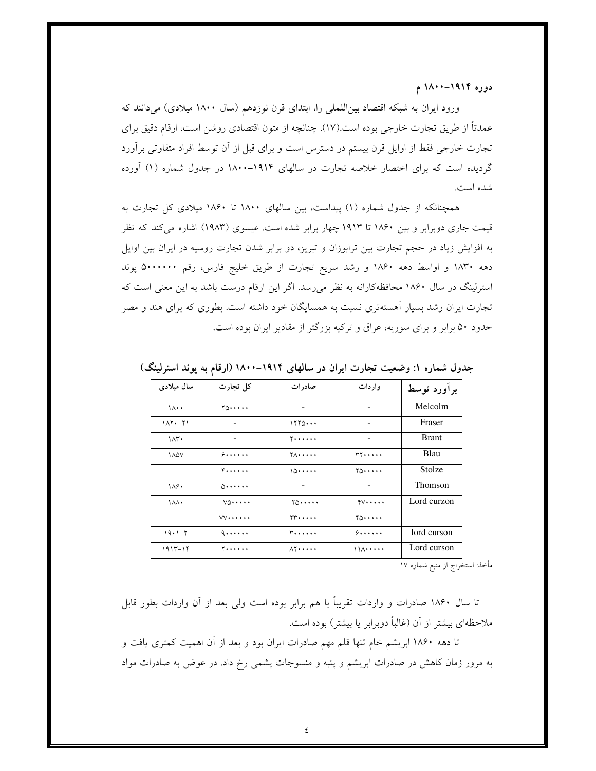### دوره ۱۹۱۴–۱۸۰۰ م

ورود ایران به شبکه اقتصاد بین‌المللی را، ابتدای قرن نوزدهم (سال ۱۸۰۰ میلادی) می‌دانند که عمدتاً از طریق تجارت خارجی بوده است.(۱۷). چنانچه از متون اقتصادی روشن است، ارقام دقیق برای تجارت خارجی فقط از اوایل قرن بیستم در دسترس است و برای قبل از آن توسط افراد متفاوتی برآورد گردیده است که برای اختصار خلاصه تجارت در سالهای ۱۹۱۴–۱۸۰۰ در جدول شماره (۱) آورده شده است.

همچنانکه از جدول شماره (۱) پیداست، بین سالهای ۱۸۰۰ تا ۱۸۶۰ میلادی کل تجارت به قیمت جاری دوبرابر و بین ۱۸۶۰ تا ۱۹۱۳ چهار برابر شده است. عیسوی (۱۹۸۳) اشاره می‌کند که نظر به افزایش زیاد در حجم تجارت بین ترابوزان و تبریز، دو برابر شدن تجارت روسیه در ایران بین اوایل دهه ۱۸۳۰ و اواسط دهه ۱۸۶۰ و رشد سریع تجارت از طریق خلیج فارس، رقم ۵۰۰۰۰۰۰ پوند استرلینگ در سال ۱۸۶۰ محافظه‌کارانه به نظر می‌رسد. اگر این ارقام درست باشد به این معنی است که تجارت ایران رشد بسیار آهسته‌تری نسبت به همسایگان خود داشته است. بطوری که برای هند و مصر حدود ۵۰ برابر و برای سوریه، عراق و ترکیه بزرگتر از مقادیر ایران بوده است.

**جدول شماره ۱: وضعیت تجارت ایران در سالهای ۱۹۱۴–۱۸۰۰ (ارقام به پوند استرلینگ)**

| سال میلادی | کل تجارت | صادرات | واردات | برآورد توسط |
|---|---|---|---|---|
| ۱۸۰۰ | ۲۵۰۰۰۰۰ | - | - | Melcolm |
| ۱۸۲۰–۲۱ | - | ۱۲۲۵۰۰۰ | - | Fraser |
| ۱۸۳۰ | - | ۲۰۰۰۰۰۰ | - | Brant |
| ۱۸۵۷ | ۶۰۰۰۰۰۰ | ۲۸۰۰۰۰۰ | ۳۲۰۰۰۰۰ | Blau |
| | ۴۰۰۰۰۰۰ | ۱۵۰۰۰۰۰ | ۲۵۰۰۰۰۰ | Stolze |
| ۱۸۶۰ | ۵۰۰۰۰۰۰ | - | - | Thomson |
| ۱۸۸۰ | ۷۵۰۰۰۰۰– ۷۷۰۰۰۰۰ | ۲۵۰۰۰۰۰– ۲۳۰۰۰۰۰ | ۴۷۰۰۰۰۰– ۴۵۰۰۰۰۰ | Lord curzon |
| ۱۹۰۱–۲ | ۹۰۰۰۰۰۰ | ۳۰۰۰۰۰۰ | ۶۰۰۰۰۰۰ | lord curson |
| ۱۹۱۳–۱۴ | ۲۰۰۰۰۰۰ | ۸۲۰۰۰۰۰ | ۱۱۸۰۰۰۰۰ | Lord curson |

مأخذ: استخراج از منبع شماره ۱۷

تا سال ۱۸۶۰ صادرات و واردات تقریباً با هم برابر بوده است ولی بعد از آن واردات بطور قابل ملاحظه‌ای بیشتر از آن (غالباً دوبرابر یا بیشتر) بوده است.

تا دهه ۱۸۶۰ ابریشم خام تنها قلم مهم صادرات ایران بود و بعد از آن اهمیت کمتری یافت و به مرور زمان کاهش در صادرات ابریشم و پنبه و منسوجات پشمی رخ داد. در عوض به صادرات مواد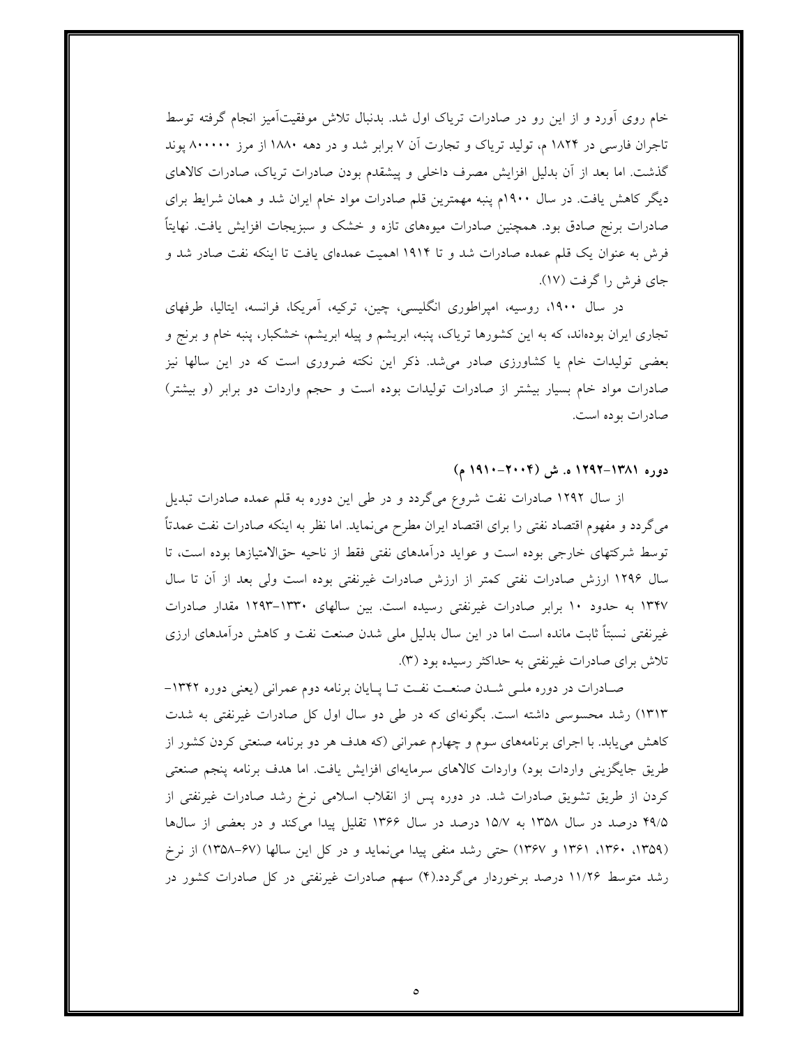خام روی آورد و از این رو در صادرات تریاک اول شد. بدنبال تلاش موفقیت‌آمیز انجام گرفته توسط تاجران فارسی در ۱۸۲۴ م، تولید تریاک و تجارت آن ۷ برابر شد و در دهه ۱۸۸۰ از مرز ۸۰۰۰۰۰ پوند گذشت. اما بعد از آن بدلیل افزایش مصرف داخلی و پیشقدم بودن صادرات تریاک، صادرات کالاهای دیگر کاهش یافت. در سال ۱۹۰۰م پنبه مهمترین قلم صادرات مواد خام ایران شد و همان شرایط برای صادرات برنج صادق بود. همچنین صادرات میوه‌های تازه و خشک و سبزیجات افزایش یافت. نهایتاً فرش به عنوان یک قلم عمده صادرات شد و تا ۱۹۱۴ اهمیت عمده‌ای یافت تا اینکه نفت صادر شد و جای فرش را گرفت (۱۷).

در سال ۱۹۰۰، روسیه، امپراطوری انگلیسی، چین، ترکیه، آمریکا، فرانسه، ایتالیا، طرفهای تجاری ایران بوده‌اند، که به این کشورها تریاک، پنبه، ابریشم و پیله ابریشم، خشکبار، پنبه خام و برنج و بعضی تولیدات خام یا کشاورزی صادر می‌شد. ذکر این نکته ضروری است که در این سالها نیز صادرات مواد خام بسیار بیشتر از صادرات تولیدات بوده است و حجم واردات دو برابر (و بیشتر) صادرات بوده است.

### دوره ۱۳۸۱-۱۲۹۲ ه. ش (۲۰۰۴-۱۹۱۰ م)

از سال ۱۲۹۲ صادرات نفت شروع می‌گردد و در طی این دوره به قلم عمده صادرات تبدیل می‌گردد و مفهوم اقتصاد نفتی را برای اقتصاد ایران مطرح می‌نماید. اما نظر به اینکه صادرات نفت عمدتاً توسط شرکتهای خارجی بوده است و عواید درآمدهای نفتی فقط از ناحیه حق‌الامتیازها بوده است، تا سال ۱۲۹۶ ارزش صادرات نفتی کمتر از ارزش صادرات غیرنفتی بوده است ولی بعد از آن تا سال ۱۳۴۷ به حدود ۱۰ برابر صادرات غیرنفتی رسیده است. بین سالهای ۱۳۳۰-۱۲۹۳ مقدار صادرات غیرنفتی نسبتاً ثابت مانده است اما در این سال بدلیل ملی شدن صنعت نفت و کاهش درآمدهای ارزی تلاش برای صادرات غیرنفتی به حداکثر رسیده بود (۳).

صادرات در دوره ملی شدن صنعت نفت تا پایان برنامه دوم عمرانی (یعنی دوره ۱۳۴۲-۱۳۱۳) رشد محسوسی داشته است. بگونه‌ای که در طی دو سال اول کل صادرات غیرنفتی به شدت کاهش می‌یابد. با اجرای برنامه‌های سوم و چهارم عمرانی (که هدف هر دو برنامه صنعتی کردن کشور از طریق جایگزینی واردات بود) واردات کالاهای سرمایه‌ای افزایش یافت. اما هدف برنامه پنجم صنعتی کردن از طریق تشویق صادرات شد. در دوره پس از انقلاب اسلامی نرخ رشد صادرات غیرنفتی از ۴۹/۵ درصد در سال ۱۳۵۸ به ۱۵/۷ درصد در سال ۱۳۶۶ تقلیل پیدا می‌کند و در بعضی از سالها (۱۳۵۹، ۱۳۶۰، ۱۳۶۱ و ۱۳۶۷) حتی رشد منفی پیدا می‌نماید و در کل این سالها (۶۷-۱۳۵۸) از نرخ رشد متوسط ۱۱/۲۶ درصد برخوردار می‌گردد.(۴) سهم صادرات غیرنفتی در کل صادرات کشور در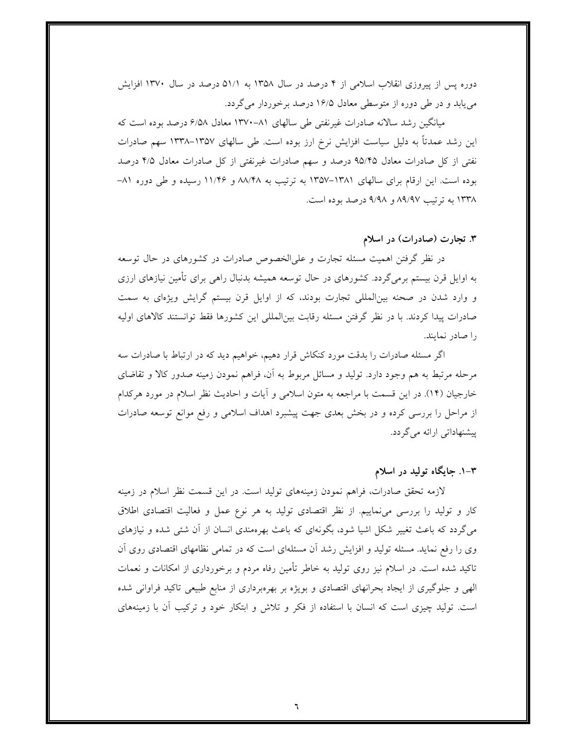دوره پس از پیروزی انقلاب اسلامی از ۴ درصد در سال ۱۳۵۸ به ۵۱/۱ درصد در سال ۱۳۷۰ افزایش می‌یابد و در طی دوره از متوسطی معادل ۱۶/۵ درصد برخوردار می‌گردد.

میانگین رشد سالانه صادرات غیرنفتی طی سالهای ۸۱–۱۳۷۰ معادل ۶/۵۸ درصد بوده است که این رشد عمدتاً به دلیل سیاست افزایش نرخ ارز بوده است. طی سالهای ۱۳۵۷–۱۳۳۸ سهم صادرات نفتی از کل صادرات معادل ۹۵/۴۵ درصد و سهم صادرات غیرنفتی از کل صادرات معادل ۴/۵ درصد بوده است. این ارقام برای سالهای ۱۳۸۱–۱۳۵۷ به ترتیب به ۸۸/۴۸ و ۱۱/۴۶ رسیده و طی دوره ۸۱–۱۳۳۸ به ترتیب ۸۹/۹۷ و ۹/۹۸ درصد بوده است.

## ۳. تجارت (صادرات) در اسلام

در نظر گرفتن اهمیت مسئله تجارت و علی‌الخصوص صادرات در کشورهای در حال توسعه به اوایل قرن بیستم برمی‌گردد. کشورهای در حال توسعه همیشه بدنبال راهی برای تأمین نیازهای ارزی و وارد شدن در صحنه بین‌المللی تجارت بودند، که از اوایل قرن بیستم گرایش ویژه‌ای به سمت صادرات پیدا کردند. با در نظر گرفتن مسئله رقابت بین‌المللی این کشورها فقط توانستند کالاهای اولیه را صادر نمایند.

اگر مسئله صادرات را بدقت مورد کنکاش قرار دهیم، خواهیم دید که در ارتباط با صادرات سه مرحله مرتبط به هم وجود دارد. تولید و مسائل مربوط به آن، فراهم نمودن زمینه صدور کالا و تقاضای خارجیان (۱۴). در این قسمت با مراجعه به متون اسلامی و آیات و احادیث نظر اسلام در مورد هرکدام از مراحل را بررسی کرده و در بخش بعدی جهت پیشبرد اهداف اسلامی و رفع موانع توسعه صادرات پیشنهاداتی ارائه می‌گردد.

### ۳-۱. جایگاه تولید در اسلام

لازمه تحقق صادرات، فراهم نمودن زمینه‌های تولید است. در این قسمت نظر اسلام در زمینه کار و تولید را بررسی می‌نماییم. از نظر اقتصادی تولید به هر نوع عمل و فعالیت اقتصادی اطلاق می‌گردد که باعث تغییر شکل اشیا شود، بگونه‌ای که باعث بهره‌مندی انسان از آن شئی شده و نیازهای وی را رفع نماید. مسئله تولید و افزایش رشد آن مسئله‌ای است که در تمامی نظامهای اقتصادی روی آن تاکید شده است. در اسلام نیز روی تولید به خاطر تأمین رفاه مردم و برخورداری از امکانات و نعمات الهی و جلوگیری از ایجاد بحرانهای اقتصادی و بویژه بر بهره‌برداری از منابع طبیعی تاکید فراوانی شده است. تولید چیزی است که انسان با استفاده از فکر و تلاش و ابتکار خود و ترکیب آن با زمینه‌های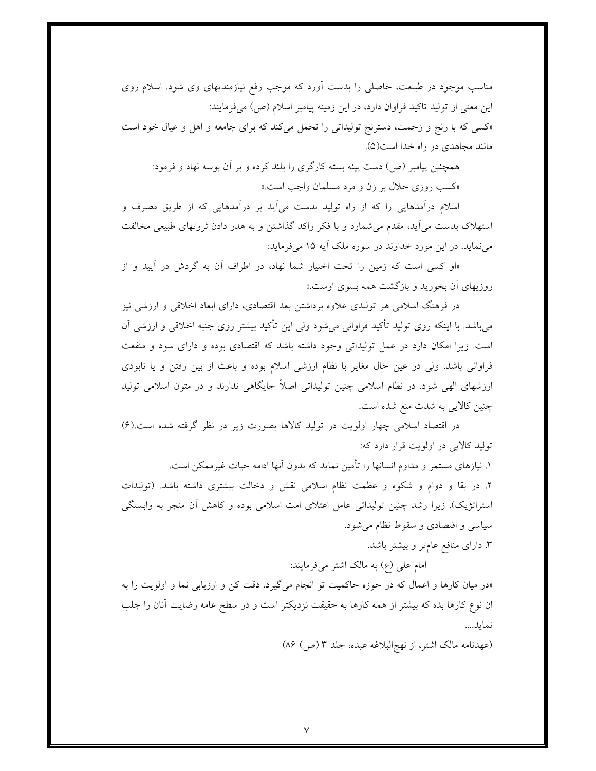مناسب موجود در طبیعت، حاصلی را بدست آورد که موجب رفع نیازمندیهای وی شود. اسلام روی این معنی از تولید تاکید فراوان دارد، در این زمینه پیامبر اسلام (ص) می‌فرمایند:

«کسی که با رنج و زحمت، دسترنج تولیداتی را تحمل می‌کند که برای جامعه و اهل و عیال خود است مانند مجاهدی در راه خدا است(۵).

همچنین پیامبر (ص) دست پینه بسته کارگری را بلند کرده و بر آن بوسه نهاد و فرمود:

«کسب روزی حلال بر زن و مرد مسلمان واجب است.»

اسلام درآمدهایی را که از راه تولید بدست می‌آید بر درآمدهایی که از طریق مصرف و استهلاک بدست می‌آید، مقدم می‌شمارد و با فکر راکد گذاشتن و به هدر دادن ثروتهای طبیعی مخالفت می‌نماید. در این مورد خداوند در سوره ملک آیه ۱۵ می‌فرماید:

«او کسی است که زمین را تحت اختیار شما نهاد، در اطراف آن به گردش در آیید و از روزیهای آن بخورید و بازگشت همه بسوی اوست.»

در فرهنگ اسلامی هر تولیدی علاوه برداشتن بعد اقتصادی، دارای ابعاد اخلاقی و ارزشی نیز می‌باشد. با اینکه روی تولید تأکید فراوانی می‌شود ولی این تأکید بیشتر روی جنبه اخلاقی و ارزشی آن است. زیرا امکان دارد در عمل تولیداتی وجود داشته باشد که اقتصادی بوده و دارای سود و منفعت فراوانی باشد، ولی در عین حال مغایر با نظام ارزشی اسلام بوده و باعث از بین رفتن و یا نابودی ارزشهای الهی شود. در نظام اسلامی چنین تولیداتی اصلاً جایگاهی ندارند و در متون اسلامی تولید چنین کالایی به شدت منع شده است.

در اقتصاد اسلامی چهار اولویت در تولید کالاها بصورت زیر در نظر گرفته شده است.(۶)

تولید کالایی در اولویت قرار دارد که:

۱. نیازهای مستمر و مداوم انسانها را تأمین نماید که بدون آنها ادامه حیات غیرممکن است.

۲. در بقا و دوام و شکوه و عظمت نظام اسلامی نقش و دخالت بیشتری داشته باشد. (تولیدات استراتژیک). زیرا رشد چنین تولیداتی عامل اعتلای امت اسلامی بوده و کاهش آن منجر به وابستگی سیاسی و اقتصادی و سقوط نظام می‌شود.

۳. دارای منافع عام‌تر و بیشتر باشد.

امام علی (ع) به مالک اشتر می‌فرمایند:

«در میان کارها و اعمال که در حوزه حاکمیت تو انجام می‌گیرد، دقت کن و ارزیابی نما و اولویت را به ان نوع کارها بده که بیشتر از همه کارها به حقیقت نزدیکتر است و در سطح عامه رضایت آنان را جلب نماید....

(عهدنامه مالک اشتر، از نهج‌البلاغه عبده، جلد ۳ (ص) ۸۶)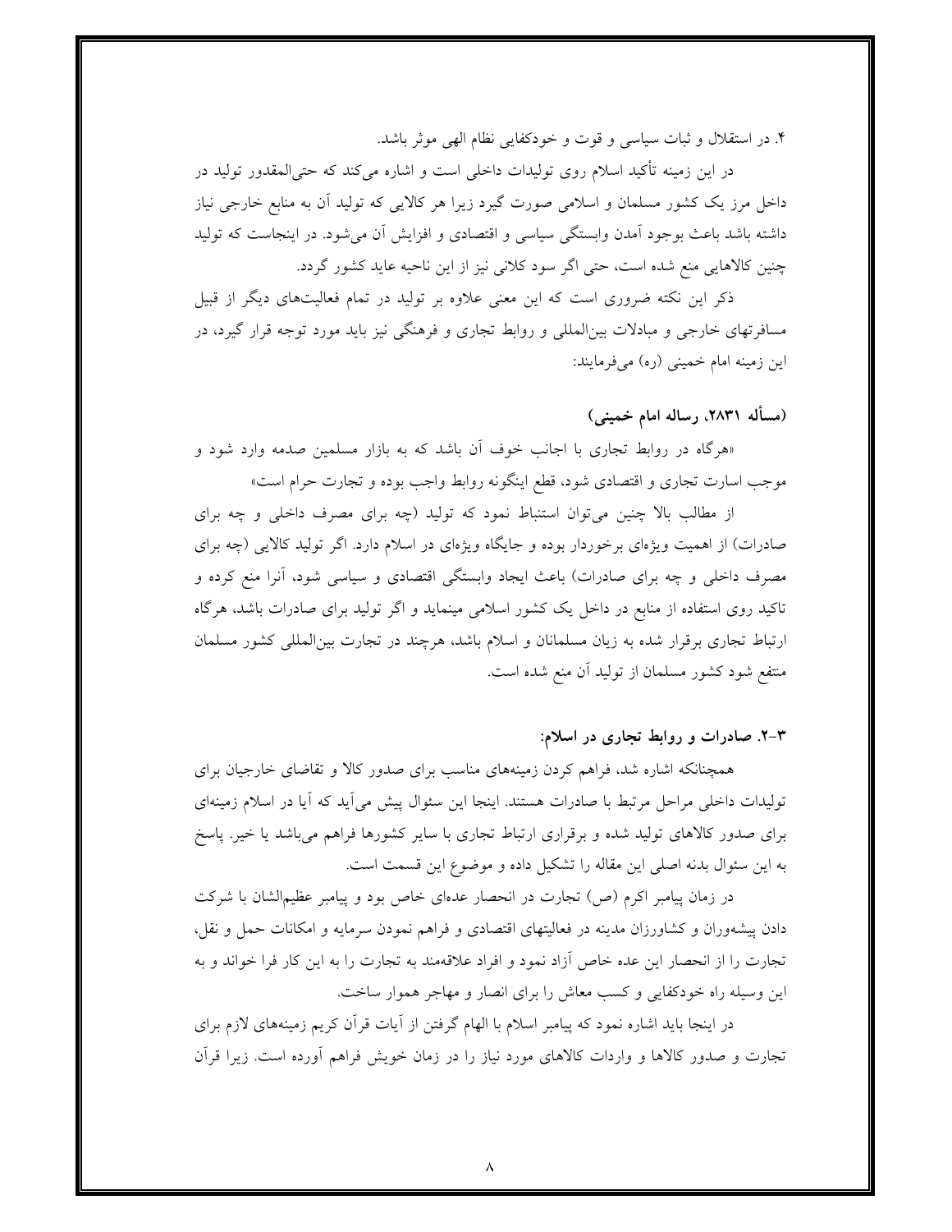۴. در استقلال و ثبات سیاسی و قوت و خودکفایی نظام الهی موثر باشد.

در این زمینه تأکید اسلام روی تولیدات داخلی است و اشاره می‌کند که حتی‌المقدور تولید در داخل مرز یک کشور مسلمان و اسلامی صورت گیرد زیرا هر کالایی که تولید آن به منابع خارجی نیاز داشته باشد باعث بوجود آمدن وابستگی سیاسی و اقتصادی و افزایش آن می‌شود. در اینجاست که تولید چنین کالاهایی منع شده است، حتی اگر سود کلانی نیز از این ناحیه عاید کشور گردد.

ذکر این نکته ضروری است که این معنی علاوه بر تولید در تمام فعالیت‌های دیگر از قبیل مسافرتهای خارجی و مبادلات بین‌المللی و روابط تجاری و فرهنگی نیز باید مورد توجه قرار گیرد، در این زمینه امام خمینی (ره) می‌فرمایند:

**(مسأله ۲۸۳۱، رساله امام خمینی)**

«هرگاه در روابط تجاری با اجانب خوف آن باشد که به بازار مسلمین صدمه وارد شود و موجب اسارت تجاری و اقتصادی شود، قطع اینگونه روابط واجب بوده و تجارت حرام است»

از مطالب بالا چنین می‌توان استنباط نمود که تولید (چه برای مصرف داخلی و چه برای صادرات) از اهمیت ویژه‌ای برخوردار بوده و جایگاه ویژه‌ای در اسلام دارد. اگر تولید کالایی (چه برای مصرف داخلی و چه برای صادرات) باعث ایجاد وابستگی اقتصادی و سیاسی شود، آنرا منع کرده و تاکید روی استفاده از منابع در داخل یک کشور اسلامی مینماید و اگر تولید برای صادرات باشد، هرگاه ارتباط تجاری برقرار شده به زیان مسلمانان و اسلام باشد، هرچند در تجارت بین‌المللی کشور مسلمان منتفع شود کشور مسلمان از تولید آن منع شده است.

### ۳-۲. صادرات و روابط تجاری در اسلام:

همچنانکه اشاره شد، فراهم کردن زمینه‌های مناسب برای صدور کالا و تقاضای خارجیان برای تولیدات داخلی مراحل مرتبط با صادرات هستند. اینجا این سئوال پیش می‌آید که آیا در اسلام زمینه‌ای برای صدور کالاهای تولید شده و برقراری ارتباط تجاری با سایر کشورها فراهم می‌باشد یا خیر. پاسخ به این سئوال بدنه اصلی این مقاله را تشکیل داده و موضوع این قسمت است.

در زمان پیامبر اکرم (ص) تجارت در انحصار عده‌ای خاص بود و پیامبر عظیم‌الشان با شرکت دادن پیشه‌وران و کشاورزان مدینه در فعالیتهای اقتصادی و فراهم نمودن سرمایه و امکانات حمل و نقل، تجارت را از انحصار این عده خاص آزاد نمود و افراد علاقه‌مند به تجارت را به این کار فرا خواند و به این وسیله راه خودکفایی و کسب معاش را برای انصار و مهاجر هموار ساخت.

در اینجا باید اشاره نمود که پیامبر اسلام با الهام گرفتن از آیات قرآن کریم زمینه‌های لازم برای تجارت و صدور کالاها و واردات کالاهای مورد نیاز را در زمان خویش فراهم آورده است. زیرا قرآن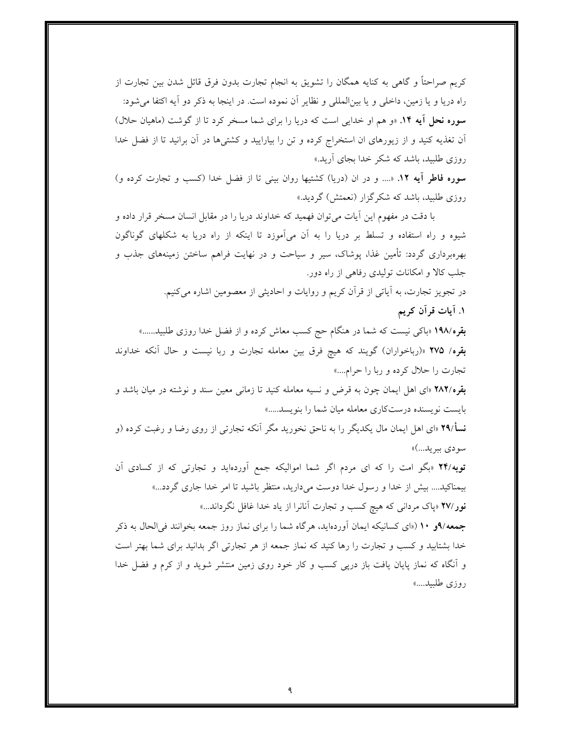کریم صراحتاً و گاهی به کنایه همگان را تشویق به انجام تجارت بدون فرق قائل شدن بین تجارت از راه دریا و یا زمین، داخلی و یا بین‌المللی و نظایر آن نموده است. در اینجا به ذکر دو آیه اکتفا می‌شود:

**سوره نحل آیه ۱۴.** «و هم او خدایی است که دریا را برای شما مسخر کرد تا از گوشت (ماهیان حلال) آن تغذیه کنید و از زیورهای ان استخراج کرده و تن را بیارایید و کشتی‌ها در آن برانید تا از فضل خدا روزی طلبید، باشد که شکر خدا بجای آرید.»

**سوره فاطر آیه ۱۲.** «.... و در ان (دریا) کشتیها روان بینی تا از فضل خدا (کسب و تجارت کرده و) روزی طلبید، باشد که شکرگزار (نعمتش) گردید.»

با دقت در مفهوم این آیات می‌توان فهمید که خداوند دریا را در مقابل انسان مسخر قرار داده و شیوه و راه استفاده و تسلط بر دریا را به آن می‌آموزد تا اینکه از راه دریا به شکلهای گوناگون بهره‌برداری گردد: تأمین غذا، پوشاک، سیر و سیاحت و در نهایت فراهم ساختن زمینه‌های جذب و جلب کالا و امکانات تولیدی رفاهی از راه دور.

در تجویز تجارت، به آیاتی از قرآن کریم و روایات و احادیثی از معصومین اشاره می‌کنیم.

### ۱. آیات قرآن کریم

**بقره/۱۹۸** «باکی نیست که شما در هنگام حج کسب معاش کرده و از فضل خدا روزی طلبید......»

**بقره/ ۲۷۵** «(رباخواران) گویند که هیچ فرق بین معامله تجارت و ربا نیست و حال آنکه خداوند تجارت را حلال کرده و ربا را حرام....»

**بقره/۲۸۲** «ای اهل ایمان چون به قرض و نسیه معامله کنید تا زمانی معین سند و نوشته در میان باشد و بایست نویسنده درست‌کاری معامله میان شما را بنویسد.....»

**نسأ/۲۹** «ای اهل ایمان مال یکدیگر را به ناحق نخورید مگر آنکه تجارتی از روی رضا و رغبت کرده (و سودی ببرید...)»

**توبه/۲۴** «بگو امت را که ای مردم اگر شما اموالیکه جمع آورده‌اید و تجارتی که از کسادی آن بیمناکید.... بیش از خدا و رسول خدا دوست می‌دارید، منتظر باشید تا امر خدا جاری گردد...»

**نور/۲۷** «پاک مردانی که هیچ کسب و تجارت آنانرا از یاد خدا غافل نگرداند...»

**جمعه/۹و ۱۰** («ای کسانیکه ایمان آورده‌اید، هرگاه شما را برای نماز روز جمعه بخوانند فی‌الحال به ذکر خدا بشتابید و کسب و تجارت را رها کنید که نماز جمعه از هر تجارتی اگر بدانید برای شما بهتر است و آنگاه که نماز پایان یافت باز درپی کسب و کار خود روی زمین منتشر شوید و از کرم و فضل خدا روزی طلبید....»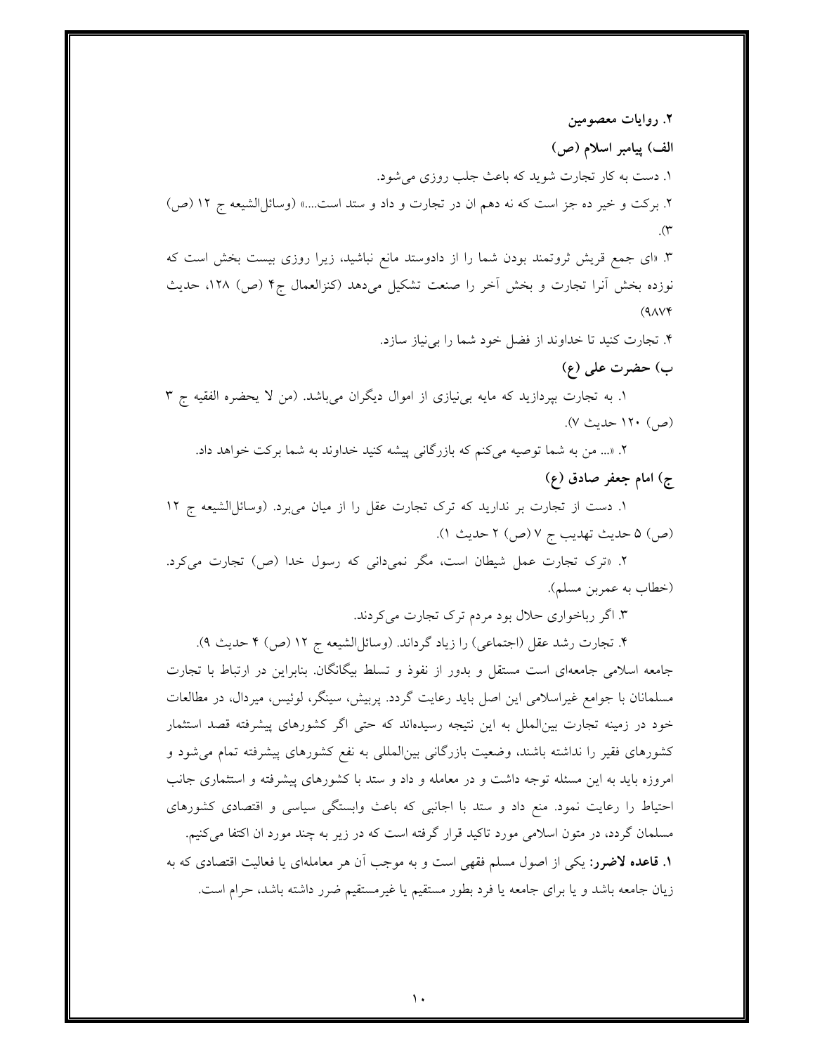### ۲. روایات معصومین

#### الف) پیامبر اسلام (ص)

۱. دست به کار تجارت شوید که باعث جلب روزی می‌شود.

۲. برکت و خیر ده جز است که نه دهم ان در تجارت و داد و ستد است....» (وسائل‌الشیعه ج ۱۲ (ص) ۳).

۳. «ای جمع قریش ثروتمند بودن شما را از دادوستد مانع نباشید، زیرا روزی بیست بخش است که نوزده بخش آنرا تجارت و بخش آخر را صنعت تشکیل می‌دهد (کنزالعمال ج۴ (ص) ۱۲۸، حدیث ۹۸۷۴)

۴. تجارت کنید تا خداوند از فضل خود شما را بی‌نیاز سازد.

#### ب) حضرت علی (ع)

۱. به تجارت بپردازید که مایه بی‌نیازی از اموال دیگران می‌باشد. (من لا یحضره الفقیه ج ۳ (ص) ۱۲۰ حدیث ۷).

۲. «... من به شما توصیه می‌کنم که بازرگانی پیشه کنید خداوند به شما برکت خواهد داد.

#### ج) امام جعفر صادق (ع)

۱. دست از تجارت بر ندارید که ترک تجارت عقل را از میان می‌برد. (وسائل‌الشیعه ج ۱۲ (ص) ۵ حدیث تهدیب ج ۷ (ص) ۲ حدیث ۱).

۲. «ترک تجارت عمل شیطان است، مگر نمی‌دانی که رسول خدا (ص) تجارت می‌کرد. (خطاب به عمربن مسلم).

۳. اگر رباخواری حلال بود مردم ترک تجارت می‌کردند.

۴. تجارت رشد عقل (اجتماعی) را زیاد گرداند. (وسائل‌الشیعه ج ۱۲ (ص) ۴ حدیث ۹).

جامعه اسلامی جامعه‌ای است مستقل و بدور از نفوذ و تسلط بیگانگان. بنابراین در ارتباط با تجارت مسلمانان با جوامع غیراسلامی این اصل باید رعایت گردد. پربیش، سینگر، لوئیس، میردال، در مطالعات خود در زمینه تجارت بین‌الملل به این نتیجه رسیده‌اند که حتی اگر کشورهای پیشرفته قصد استثمار کشورهای فقیر را نداشته باشند، وضعیت بازرگانی بین‌المللی به نفع کشورهای پیشرفته تمام می‌شود و امروزه باید به این مسئله توجه داشت و در معامله و داد و ستد با کشورهای پیشرفته و استثماری جانب احتیاط را رعایت نمود. منع داد و ستد با اجانبی که باعث وابستگی سیاسی و اقتصادی کشورهای مسلمان گردد، در متون اسلامی مورد تاکید قرار گرفته است که در زیر به چند مورد ان اکتفا می‌کنیم.

**۱. قاعده لاضرر:** یکی از اصول مسلم فقهی است و به موجب آن هر معامله‌ای یا فعالیت اقتصادی که به زیان جامعه باشد و یا برای جامعه یا فرد بطور مستقیم یا غیرمستقیم ضرر داشته باشد، حرام است.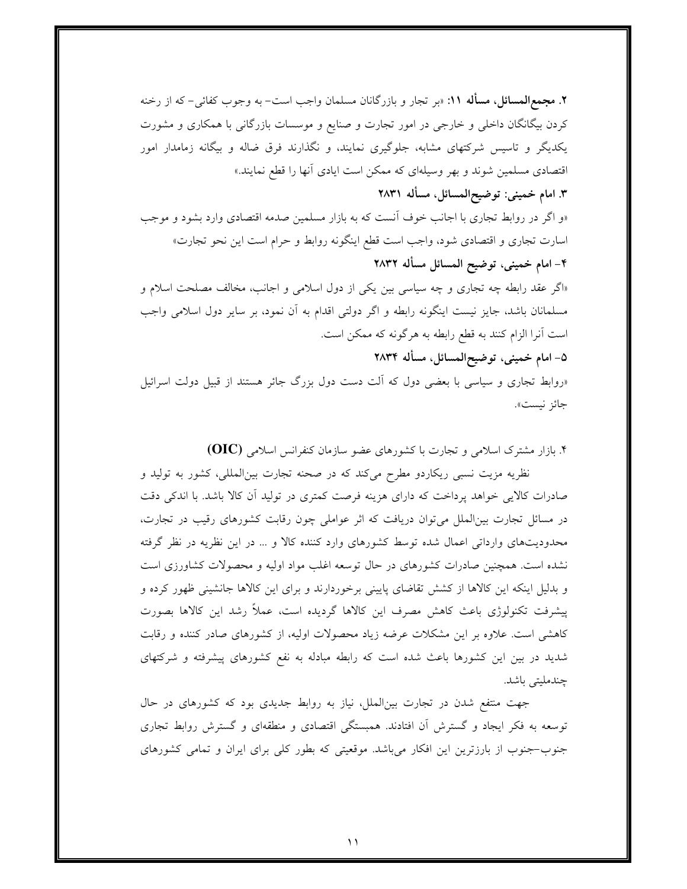**۲. مجمع‌المسائل، مسأله ۱۱:** «بر تجار و بازرگانان مسلمان واجب است- به وجوب کفائی- که از رخنه کردن بیگانگان داخلی و خارجی در امور تجارت و صنایع و موسسات بازرگانی با همکاری و مشورت یکدیگر و تاسیس شرکتهای مشابه، جلوگیری نمایند، و نگذارند فرق ضاله و بیگانه زمامدار امور اقتصادی مسلمین شوند و بهر وسیله‌ای که ممکن است ایادی آنها را قطع نمایند.»

**۳. امام خمینی: توضیح‌المسائل، مسأله ۲۸۳۱**

«و اگر در روابط تجاری با اجانب خوف آنست که به بازار مسلمین صدمه اقتصادی وارد بشود و موجب اسارت تجاری و اقتصادی شود، واجب است قطع اینگونه روابط و حرام است این نحو تجارت»

**۴- امام خمینی، توضیح المسائل مسأله ۲۸۳۲**

«اگر عقد رابطه چه تجاری و چه سیاسی بین یکی از دول اسلامی و اجانب، مخالف مصلحت اسلام و مسلمانان باشد، جایز نیست اینگونه رابطه و اگر دولتی اقدام به آن نمود، بر سایر دول اسلامی واجب است آنرا الزام کنند به قطع رابطه به هرگونه که ممکن است.

**۵- امام خمینی، توضیح‌المسائل، مسأله ۲۸۳۴**

«روابط تجاری و سیاسی با بعضی دول که آلت دست دول بزرگ جائر هستند از قبیل دولت اسرائیل جائز نیست».

## ۴. بازار مشترک اسلامی و تجارت با کشورهای عضو سازمان کنفرانس اسلامی (OIC)

نظریه مزیت نسبی ریکاردو مطرح می‌کند که در صحنه تجارت بین‌المللی، کشور به تولید و صادرات کالایی خواهد پرداخت که دارای هزینه فرصت کمتری در تولید آن کالا باشد. با اندکی دقت در مسائل تجارت بین‌الملل می‌توان دریافت که اثر عواملی چون رقابت کشورهای رقیب در تجارت، محدودیت‌های وارداتی اعمال شده توسط کشورهای وارد کننده کالا و ... در این نظریه در نظر گرفته نشده است. همچنین صادرات کشورهای در حال توسعه اغلب مواد اولیه و محصولات کشاورزی است و بدلیل اینکه این کالاها از کشش تقاضای پایینی برخوردارند و برای این کالاها جانشینی ظهور کرده و پیشرفت تکنولوژی باعث کاهش مصرف این کالاها گردیده است، عملاً رشد این کالاها بصورت کاهشی است. علاوه بر این مشکلات عرضه زیاد محصولات اولیه، از کشورهای صادر کننده و رقابت شدید در بین این کشورها باعث شده است که رابطه مبادله به نفع کشورهای پیشرفته و شرکتهای چندملیتی باشد.

جهت منتفع شدن در تجارت بین‌الملل، نیاز به روابط جدیدی بود که کشورهای در حال توسعه به فکر ایجاد و گسترش آن افتادند. همبستگی اقتصادی و منطقه‌ای و گسترش روابط تجاری جنوب–جنوب از بارزترین این افکار می‌باشد. موقعیتی که بطور کلی برای ایران و تمامی کشورهای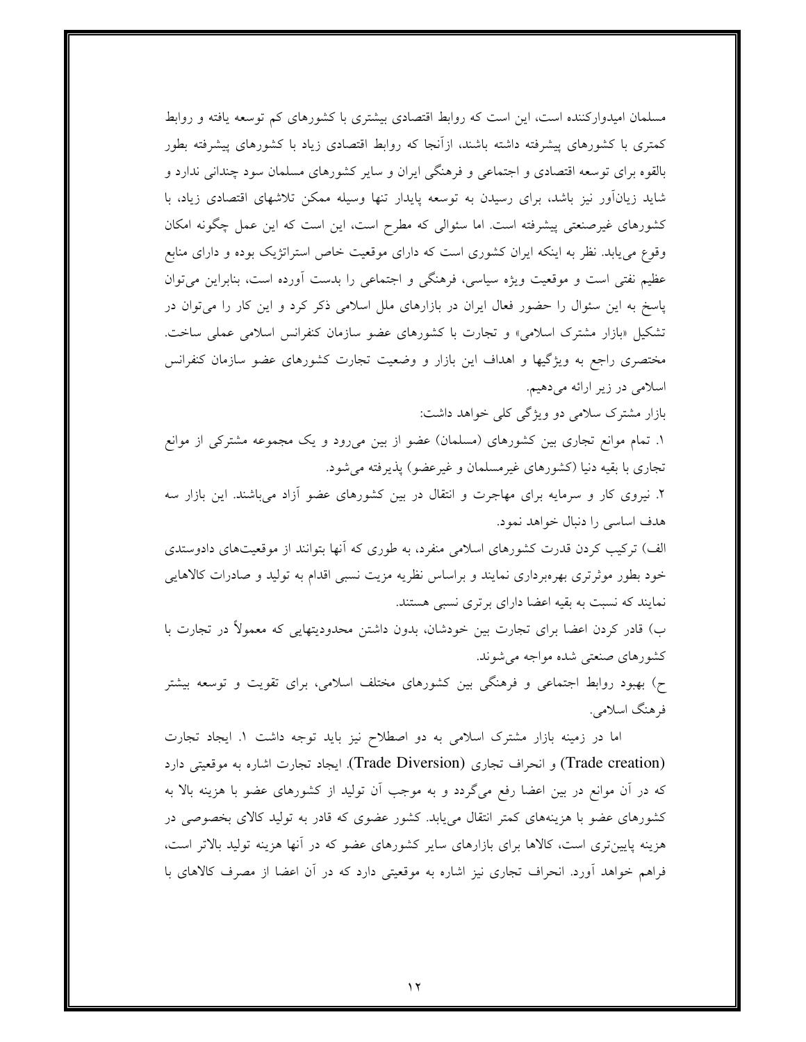مسلمان امیدوارکننده است، این است که روابط اقتصادی بیشتری با کشورهای کم توسعه یافته و روابط کمتری با کشورهای پیشرفته داشته باشند، ازآنجا که روابط اقتصادی زیاد با کشورهای پیشرفته بطور بالقوه برای توسعه اقتصادی و اجتماعی و فرهنگی ایران و سایر کشورهای مسلمان سود چندانی ندارد و شاید زیان‌آور نیز باشد، برای رسیدن به توسعه پایدار تنها وسیله ممکن تلاشهای اقتصادی زیاد، با کشورهای غیرصنعتی پیشرفته است. اما سئوالی که مطرح است، این است که این عمل چگونه امکان وقوع می‌یابد. نظر به اینکه ایران کشوری است که دارای موقعیت خاص استراتژیک بوده و دارای منابع عظیم نفتی است و موقعیت ویژه سیاسی، فرهنگی و اجتماعی را بدست آورده است، بنابراین می‌توان پاسخ به این سئوال را حضور فعال ایران در بازارهای ملل اسلامی ذکر کرد و این کار را می‌توان در تشکیل «بازار مشترک اسلامی» و تجارت با کشورهای عضو سازمان کنفرانس اسلامی عملی ساخت. مختصری راجع به ویژگیها و اهداف این بازار و وضعیت تجارت کشورهای عضو سازمان کنفرانس اسلامی در زیر ارائه می‌دهیم.

بازار مشترک سلامی دو ویژگی کلی خواهد داشت:

۱. تمام موانع تجاری بین کشورهای (مسلمان) عضو از بین می‌رود و یک مجموعه مشترکی از موانع تجاری با بقیه دنیا (کشورهای غیرمسلمان و غیرعضو) پذیرفته می‌شود.

۲. نیروی کار و سرمایه برای مهاجرت و انتقال در بین کشورهای عضو آزاد می‌باشند. این بازار سه هدف اساسی را دنبال خواهد نمود.

الف) ترکیب کردن قدرت کشورهای اسلامی منفرد، به طوری که آنها بتوانند از موقعیت‌های دادوستدی خود بطور موثرتری بهره‌برداری نمایند و براساس نظریه مزیت نسبی اقدام به تولید و صادرات کالاهایی نمایند که نسبت به بقیه اعضا دارای برتری نسبی هستند.

ب) قادر کردن اعضا برای تجارت بین خودشان، بدون داشتن محدودیتهایی که معمولاً در تجارت با کشورهای صنعتی شده مواجه می‌شوند.

ح) بهبود روابط اجتماعی و فرهنگی بین کشورهای مختلف اسلامی، برای تقویت و توسعه بیشتر فرهنگ اسلامی.

اما در زمینه بازار مشترک اسلامی به دو اصطلاح نیز باید توجه داشت ۱. ایجاد تجارت (Trade creation) و انحراف تجاری (Trade Diversion). ایجاد تجارت اشاره به موقعیتی دارد که در آن موانع در بین اعضا رفع می‌گردد و به موجب آن تولید از کشورهای عضو با هزینه بالا به کشورهای عضو با هزینه‌های کمتر انتقال می‌یابد. کشور عضوی که قادر به تولید کالای بخصوصی در هزینه پایین‌تری است، کالاها برای بازارهای سایر کشورهای عضو که در آنها هزینه تولید بالاتر است، فراهم خواهد آورد. انحراف تجاری نیز اشاره به موقعیتی دارد که در آن اعضا از مصرف کالاهای با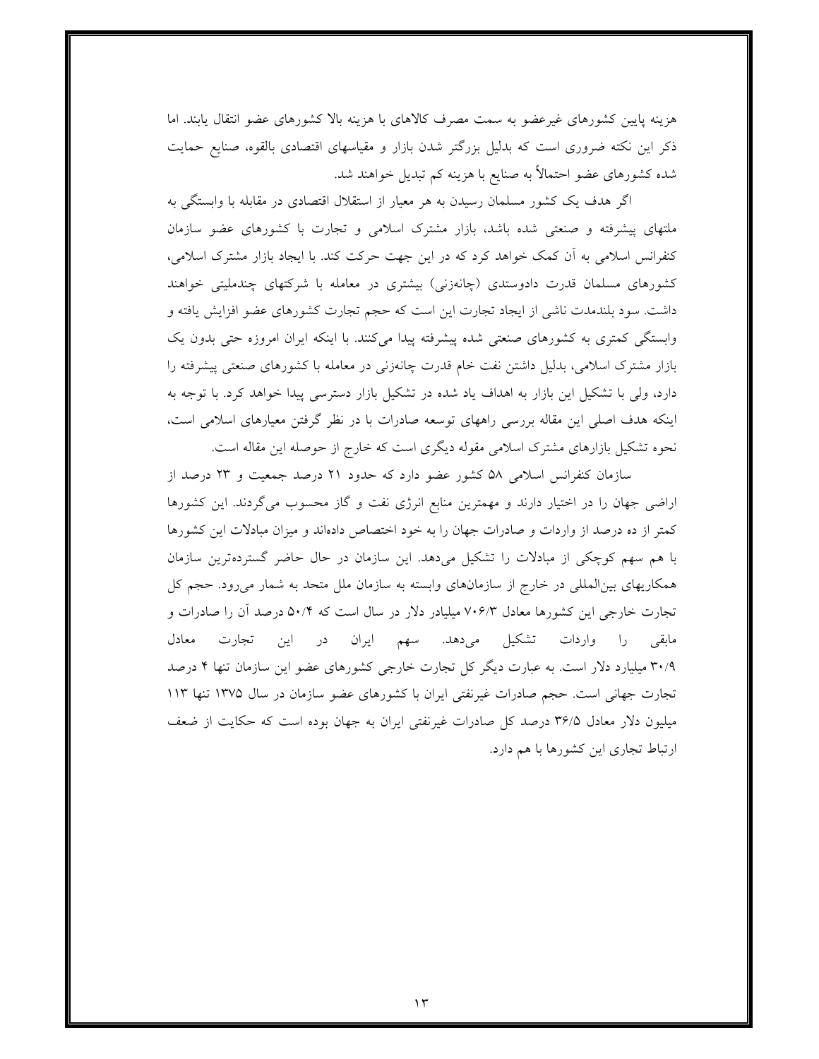هزینه پایین کشورهای غیرعضو به سمت مصرف کالاهای با هزینه بالا کشورهای عضو انتقال یابند. اما ذکر این نکته ضروری است که بدلیل بزرگتر شدن بازار و مقیاسهای اقتصادی بالقوه، صنایع حمایت شده کشورهای عضو احتمالاً به صنایع با هزینه کم تبدیل خواهند شد.

اگر هدف یک کشور مسلمان رسیدن به هر معیار از استقلال اقتصادی در مقابله با وابستگی به ملتهای پیشرفته و صنعتی شده باشد، بازار مشترک اسلامی و تجارت با کشورهای عضو سازمان کنفرانس اسلامی به آن کمک خواهد کرد که در این جهت حرکت کند. با ایجاد بازار مشترک اسلامی، کشورهای مسلمان قدرت دادوستدی (چانه‌زنی) بیشتری در معامله با شرکتهای چندملیتی خواهند داشت. سود بلندمدت ناشی از ایجاد تجارت این است که حجم تجارت کشورهای عضو افزایش یافته و وابستگی کمتری به کشورهای صنعتی شده پیشرفته پیدا می‌کنند. با اینکه ایران امروزه حتی بدون یک بازار مشترک اسلامی، بدلیل داشتن نفت خام قدرت چانه‌زنی در معامله با کشورهای صنعتی پیشرفته را دارد، ولی با تشکیل این بازار به اهداف یاد شده در تشکیل بازار دسترسی پیدا خواهد کرد. با توجه به اینکه هدف اصلی این مقاله بررسی راههای توسعه صادرات با در نظر گرفتن معیارهای اسلامی است، نحوه تشکیل بازارهای مشترک اسلامی مقوله دیگری است که خارج از حوصله این مقاله است.

سازمان کنفرانس اسلامی ۵۸ کشور عضو دارد که حدود ۲۱ درصد جمعیت و ۲۳ درصد از اراضی جهان را در اختیار دارند و مهمترین منابع انرژی نفت و گاز محسوب می‌گردند. این کشورها کمتر از ده درصد از واردات و صادرات جهان را به خود اختصاص داده‌اند و میزان مبادلات این کشورها با هم سهم کوچکی از مبادلات را تشکیل می‌دهد. این سازمان در حال حاضر گسترده‌ترین سازمان همکاریهای بین‌المللی در خارج از سازمان‌های وابسته به سازمان ملل متحد به شمار می‌رود. حجم کل تجارت خارجی این کشورها معادل ۷۰۶/۳ میلیادر دلار در سال است که ۵۰/۴ درصد آن را صادرات و مابقی را واردات تشکیل می‌دهد. سهم ایران در این تجارت معادل ۳۰/۹ میلیارد دلار است. به عبارت دیگر کل تجارت خارجی کشورهای عضو این سازمان تنها ۴ درصد تجارت جهانی است. حجم صادرات غیرنفتی ایران با کشورهای عضو سازمان در سال ۱۳۷۵ تنها ۱۱۳ میلیون دلار معادل ۳۶/۵ درصد کل صادرات غیرنفتی ایران به جهان بوده است که حکایت از ضعف ارتباط تجاری این کشورها با هم دارد.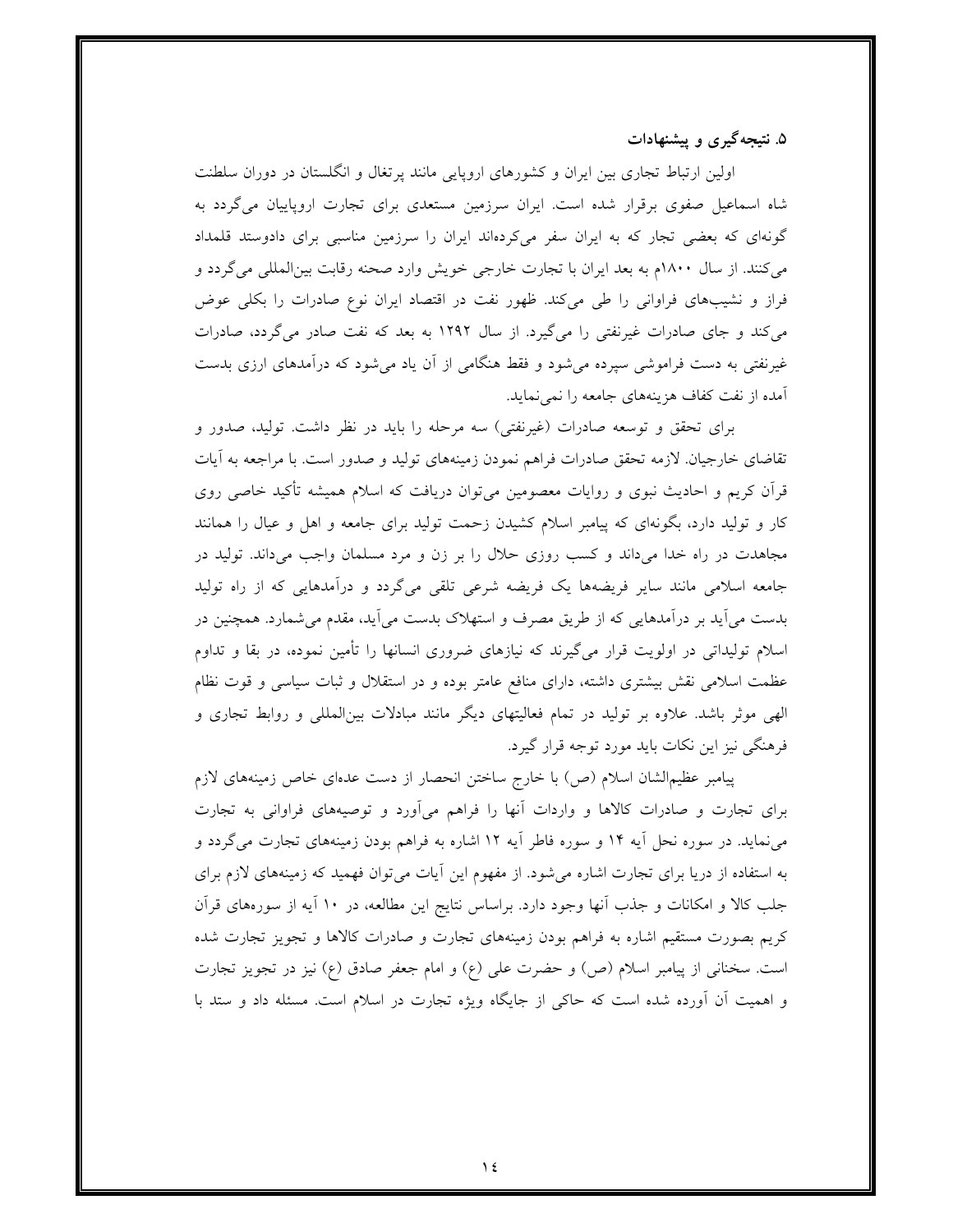### ۵. نتیجه‌گیری و پیشنهادات

اولین ارتباط تجاری بین ایران و کشورهای اروپایی مانند پرتغال و انگلستان در دوران سلطنت شاه اسماعیل صفوی برقرار شده است. ایران سرزمین مستعدی برای تجارت اروپاییان می‌گردد به گونه‌ای که بعضی تجار که به ایران سفر می‌کرده‌اند ایران را سرزمین مناسبی برای دادوستد قلمداد می‌کنند. از سال ۱۸۰۰م به بعد ایران با تجارت خارجی خویش وارد صحنه رقابت بین‌المللی می‌گردد و فراز و نشیب‌های فراوانی را طی می‌کند. ظهور نفت در اقتصاد ایران نوع صادرات را بکلی عوض می‌کند و جای صادرات غیرنفتی را می‌گیرد. از سال ۱۲۹۲ به بعد که نفت صادر می‌گردد، صادرات غیرنفتی به دست فراموشی سپرده می‌شود و فقط هنگامی از آن یاد می‌شود که درآمدهای ارزی بدست آمده از نفت کفاف هزینه‌های جامعه را نمی‌نماید.

برای تحقق و توسعه صادرات (غیرنفتی) سه مرحله را باید در نظر داشت. تولید، صدور و تقاضای خارجیان. لازمه تحقق صادرات فراهم نمودن زمینه‌های تولید و صدور است. با مراجعه به آیات قرآن کریم و احادیث نبوی و روایات معصومین می‌توان دریافت که اسلام همیشه تأکید خاصی روی کار و تولید دارد، بگونه‌ای که پیامبر اسلام کشیدن زحمت تولید برای جامعه و اهل و عیال را همانند مجاهدت در راه خدا می‌داند و کسب روزی حلال را بر زن و مرد مسلمان واجب می‌داند. تولید در جامعه اسلامی مانند سایر فریضه‌ها یک فریضه شرعی تلقی می‌گردد و درآمدهایی که از راه تولید بدست می‌آید بر درآمدهایی که از طریق مصرف و استهلاک بدست می‌آید، مقدم می‌شمارد. همچنین در اسلام تولیداتی در اولویت قرار می‌گیرند که نیازهای ضروری انسانها را تأمین نموده، در بقا و تداوم عظمت اسلامی نقش بیشتری داشته، دارای منافع عامتر بوده و در استقلال و ثبات سیاسی و قوت نظام الهی موثر باشد. علاوه بر تولید در تمام فعالیتهای دیگر مانند مبادلات بین‌المللی و روابط تجاری و فرهنگی نیز این نکات باید مورد توجه قرار گیرد.

پیامبر عظیم‌الشان اسلام (ص) با خارج ساختن انحصار از دست عده‌ای خاص زمینه‌های لازم برای تجارت و صادرات کالاها و واردات آنها را فراهم می‌آورد و توصیه‌های فراوانی به تجارت می‌نماید. در سوره نحل آیه ۱۴ و سوره فاطر آیه ۱۲ اشاره به فراهم بودن زمینه‌های تجارت می‌گردد و به استفاده از دریا برای تجارت اشاره می‌شود. از مفهوم این آیات می‌توان فهمید که زمینه‌های لازم برای جلب کالا و امکانات و جذب آنها وجود دارد. براساس نتایج این مطالعه، در ۱۰ آیه از سوره‌های قرآن کریم بصورت مستقیم اشاره به فراهم بودن زمینه‌های تجارت و صادرات کالاها و تجویز تجارت شده است. سخنانی از پیامبر اسلام (ص) و حضرت علی (ع) و امام جعفر صادق (ع) نیز در تجویز تجارت و اهمیت آن آورده شده است که حاکی از جایگاه ویژه تجارت در اسلام است. مسئله داد و ستد با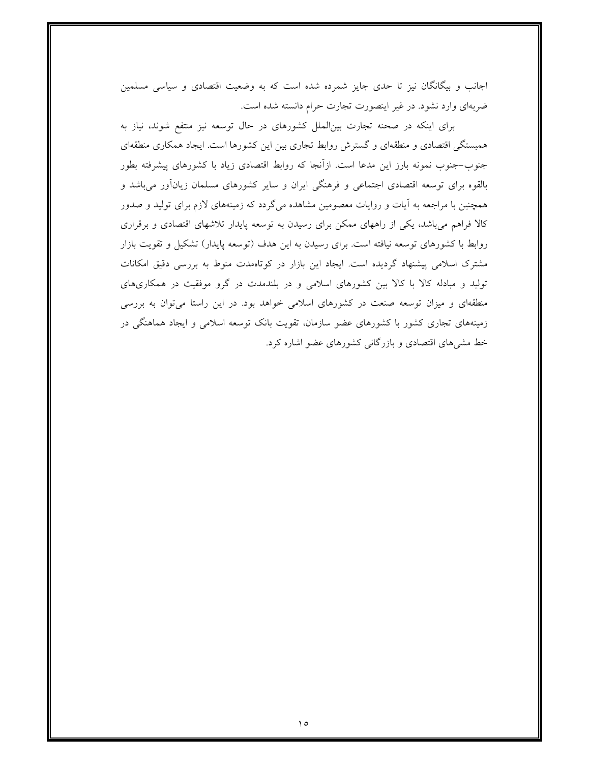اجانب و بیگانگان نیز تا حدی جایز شمرده شده است که به وضعیت اقتصادی و سیاسی مسلمین ضربه‌ای وارد نشود. در غیر اینصورت تجارت حرام دانسته شده است.

برای اینکه در صحنه تجارت بین‌الملل کشورهای در حال توسعه نیز منتفع شوند، نیاز به همبستگی اقتصادی و منطقه‌ای و گسترش روابط تجاری بین این کشورها است. ایجاد همکاری منطقه‌ای جنوب–جنوب نمونه بارز این مدعا است. ازآنجا که روابط اقتصادی زیاد با کشورهای پیشرفته بطور بالقوه برای توسعه اقتصادی اجتماعی و فرهنگی ایران و سایر کشورهای مسلمان زیان‌آور می‌باشد و همچنین با مراجعه به آیات و روایات معصومین مشاهده می‌گردد که زمینه‌های لازم برای تولید و صدور کالا فراهم می‌باشد، یکی از راههای ممکن برای رسیدن به توسعه پایدار تلاشهای اقتصادی و برقراری روابط با کشورهای توسعه نیافته است. برای رسیدن به این هدف (توسعه پایدار) تشکیل و تقویت بازار مشترک اسلامی پیشنهاد گردیده است. ایجاد این بازار در کوتاه‌مدت منوط به بررسی دقیق امکانات تولید و مبادله کالا با کالا بین کشورهای اسلامی و در بلندمدت در گرو موفقیت در همکاری‌های منطقه‌ای و میزان توسعه صنعت در کشورهای اسلامی خواهد بود. در این راستا می‌توان به بررسی زمینه‌های تجاری کشور با کشورهای عضو سازمان، تقویت بانک توسعه اسلامی و ایجاد هماهنگی در خط مشی‌های اقتصادی و بازرگانی کشورهای عضو اشاره کرد.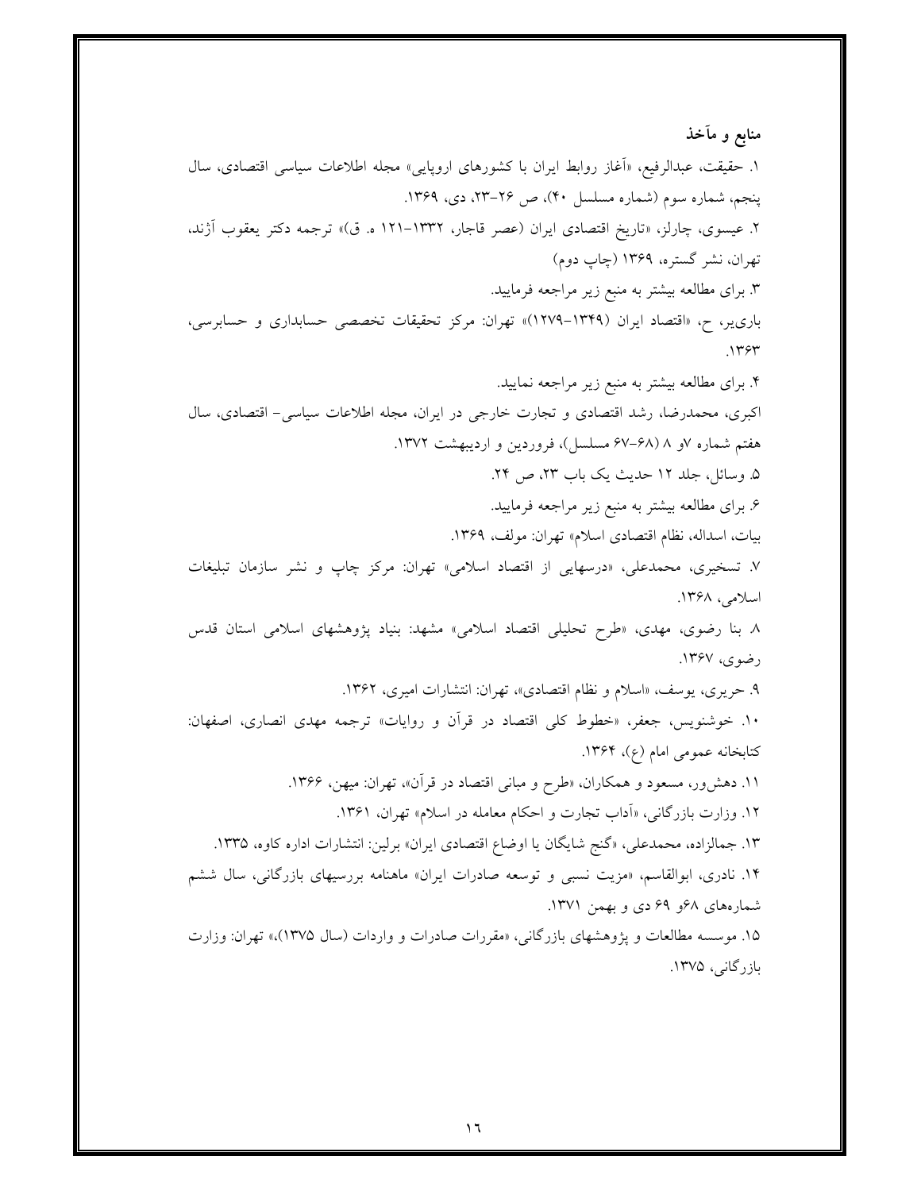## منابع و مآخذ

۱. حقیقت، عبدالرفیع، «آغاز روابط ایران با کشورهای اروپایی» مجله اطلاعات سیاسی اقتصادی، سال پنجم، شماره سوم (شماره مسلسل ۴۰)، ص ۲۶-۲۳، دی، ۱۳۶۹.

۲. عیسوی، چارلز، «تاریخ اقتصادی ایران (عصر قاجار، ۱۳۳۲-۱۲۱ ه. ق)» ترجمه دکتر یعقوب آژند، تهران، نشر گستره، ۱۳۶۹ (چاپ دوم)

۳. برای مطالعه بیشتر به منبع زیر مراجعه فرمایید.

باری‌یر، ح، «اقتصاد ایران (۱۳۴۹-۱۲۷۹)» تهران: مرکز تحقیقات تخصصی حسابداری و حسابرسی، ۱۳۶۳.

۴. برای مطالعه بیشتر به منبع زیر مراجعه نمایید.

اکبری، محمدرضا، رشد اقتصادی و تجارت خارجی در ایران، مجله اطلاعات سیاسی- اقتصادی، سال هفتم شماره ۷و ۸ (۶۸-۶۷ مسلسل)، فروردین و اردیبهشت ۱۳۷۲.

۵. وسائل، جلد ۱۲ حدیث یک باب ۲۳، ص ۲۴.

۶. برای مطالعه بیشتر به منبع زیر مراجعه فرمایید.

بیات، اسداله، نظام اقتصادی اسلام» تهران: مولف، ۱۳۶۹.

۷. تسخیری، محمدعلی، «درسهایی از اقتصاد اسلامی» تهران: مرکز چاپ و نشر سازمان تبلیغات اسلامی، ۱۳۶۸.

۸ بنا رضوی، مهدی، «طرح تحلیلی اقتصاد اسلامی» مشهد: بنیاد پژوهشهای اسلامی استان قدس رضوی، ۱۳۶۷.

۹. حریری، یوسف، «اسلام و نظام اقتصادی»، تهران: انتشارات امیری، ۱۳۶۲.

۱۰. خوشنویس، جعفر، «خطوط کلی اقتصاد در قرآن و روایات» ترجمه مهدی انصاری، اصفهان: کتابخانه عمومی امام (ع)، ۱۳۶۴.

۱۱. دهش‌ور، مسعود و همکاران، «طرح و مبانی اقتصاد در قرآن»، تهران: میهن، ۱۳۶۶.

۱۲. وزارت بازرگانی، «آداب تجارت و احکام معامله در اسلام» تهران، ۱۳۶۱.

۱۳. جمالزاده، محمدعلی، «گنج شایگان یا اوضاع اقتصادی ایران» برلین: انتشارات اداره کاوه، ۱۳۳۵.

۱۴. نادری، ابوالقاسم، «مزیت نسبی و توسعه صادرات ایران» ماهنامه بررسیهای بازرگانی، سال ششم شماره‌های ۶۸و ۶۹ دی و بهمن ۱۳۷۱.

۱۵. موسسه مطالعات و پژوهشهای بازرگانی، «مقررات صادرات و واردات (سال ۱۳۷۵)،» تهران: وزارت بازرگانی، ۱۳۷۵.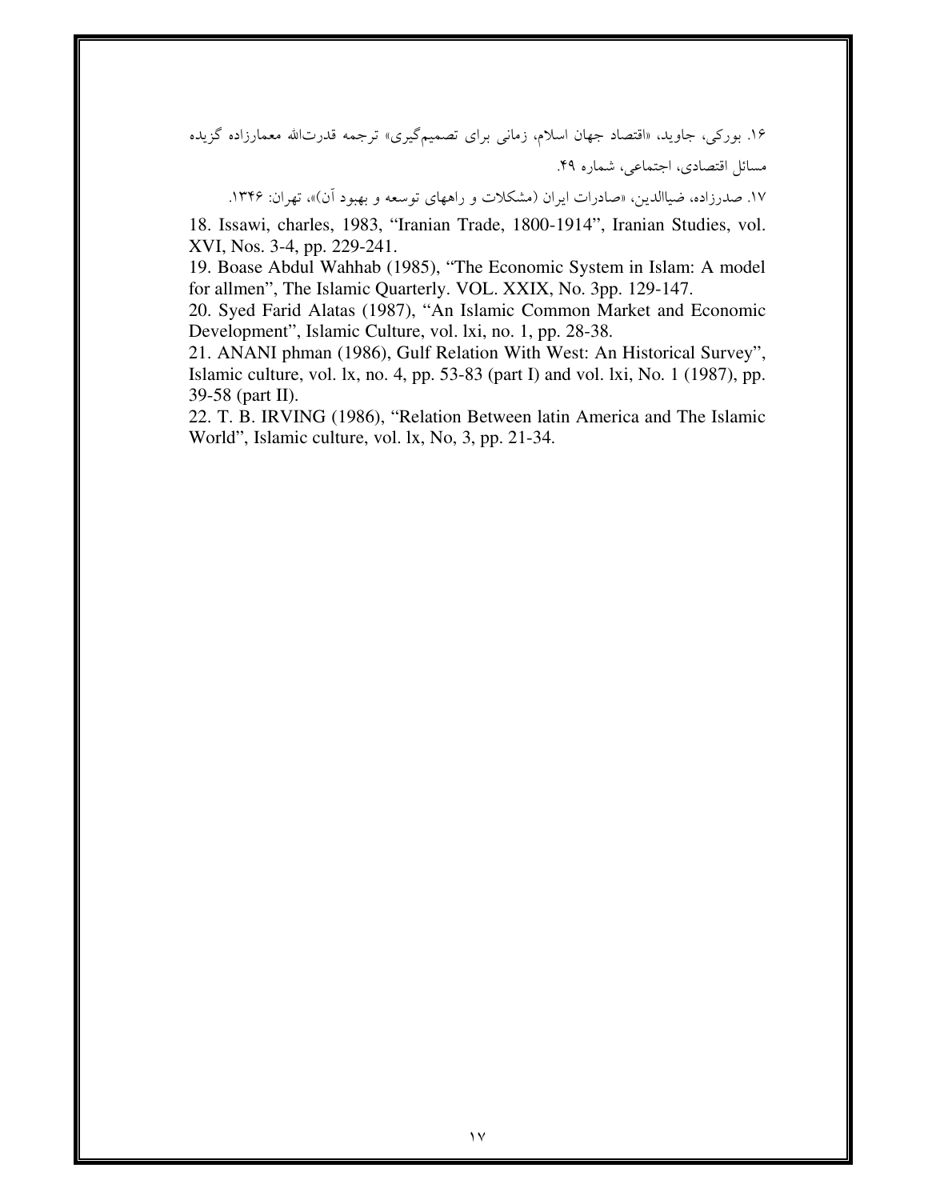۱۶. بورکی، جاوید، «اقتصاد جهان اسلام، زمانی برای تصمیم‌گیری» ترجمه قدرت‌الله معمارزاده گزیده مسائل اقتصادی، اجتماعی، شماره ۴۹.

۱۷. صدرزاده، ضیاالدین، «صادرات ایران (مشکلات و راههای توسعه و بهبود آن)»، تهران: ۱۳۴۶.

18. Issawi, charles, 1983, "Iranian Trade, 1800-1914", Iranian Studies, vol. XVI, Nos. 3-4, pp. 229-241.

19. Boase Abdul Wahhab (1985), "The Economic System in Islam: A model for allmen", The Islamic Quarterly. VOL. XXIX, No. 3pp. 129-147.

20. Syed Farid Alatas (1987), "An Islamic Common Market and Economic Development", Islamic Culture, vol. lxi, no. 1, pp. 28-38.

21. ANANI phman (1986), Gulf Relation With West: An Historical Survey", Islamic culture, vol. lx, no. 4, pp. 53-83 (part I) and vol. lxi, No. 1 (1987), pp. 39-58 (part II).

22. T. B. IRVING (1986), "Relation Between latin America and The Islamic World", Islamic culture, vol. lx, No, 3, pp. 21-34.